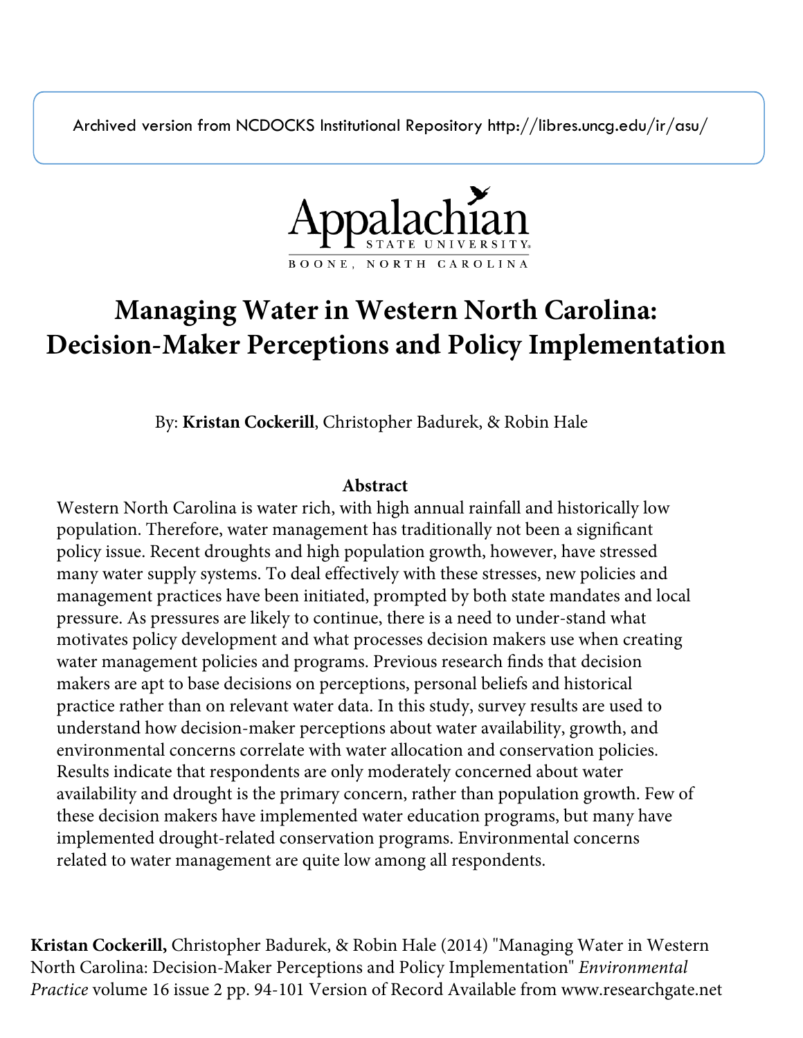Archived version from NCDOCKS Institutional Repository http://libres.uncg.edu/ir/asu/

Appalachian State University
BOONE, NORTH CAROLINA

# Managing Water in Western North Carolina: Decision-Maker Perceptions and Policy Implementation

By: **Kristan Cockerill**, Christopher Badurek, & Robin Hale

## Abstract

Western North Carolina is water rich, with high annual rainfall and historically low population. Therefore, water management has traditionally not been a significant policy issue. Recent droughts and high population growth, however, have stressed many water supply systems. To deal effectively with these stresses, new policies and management practices have been initiated, prompted by both state mandates and local pressure. As pressures are likely to continue, there is a need to under-stand what motivates policy development and what processes decision makers use when creating water management policies and programs. Previous research finds that decision makers are apt to base decisions on perceptions, personal beliefs and historical practice rather than on relevant water data. In this study, survey results are used to understand how decision-maker perceptions about water availability, growth, and environmental concerns correlate with water allocation and conservation policies. Results indicate that respondents are only moderately concerned about water availability and drought is the primary concern, rather than population growth. Few of these decision makers have implemented water education programs, but many have implemented drought-related conservation programs. Environmental concerns related to water management are quite low among all respondents.

**Kristan Cockerill,** Christopher Badurek, & Robin Hale (2014) "Managing Water in Western North Carolina: Decision-Maker Perceptions and Policy Implementation" *Environmental Practice* volume 16 issue 2 pp. 94-101 Version of Record Available from www.researchgate.net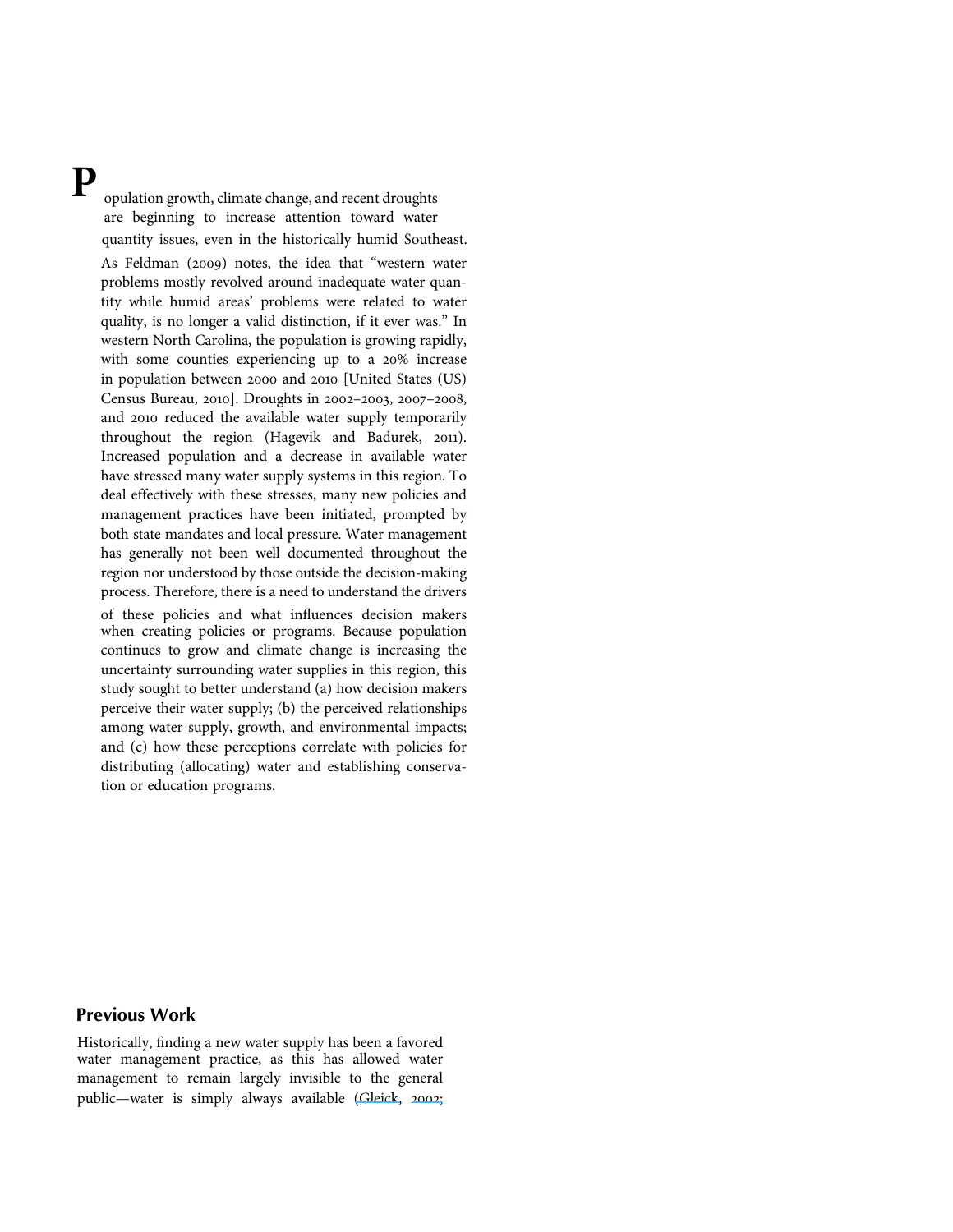Population growth, climate change, and recent droughts are beginning to increase attention toward water quantity issues, even in the historically humid Southeast. As Feldman (2009) notes, the idea that "western water problems mostly revolved around inadequate water quantity while humid areas' problems were related to water quality, is no longer a valid distinction, if it ever was." In western North Carolina, the population is growing rapidly, with some counties experiencing up to a 20% increase in population between 2000 and 2010 [United States (US) Census Bureau, 2010]. Droughts in 2002–2003, 2007–2008, and 2010 reduced the available water supply temporarily throughout the region (Hagevik and Badurek, 2011). Increased population and a decrease in available water have stressed many water supply systems in this region. To deal effectively with these stresses, many new policies and management practices have been initiated, prompted by both state mandates and local pressure. Water management has generally not been well documented throughout the region nor understood by those outside the decision-making process. Therefore, there is a need to understand the drivers of these policies and what influences decision makers when creating policies or programs. Because population continues to grow and climate change is increasing the uncertainty surrounding water supplies in this region, this study sought to better understand (a) how decision makers perceive their water supply; (b) the perceived relationships among water supply, growth, and environmental impacts; and (c) how these perceptions correlate with policies for distributing (allocating) water and establishing conservation or education programs.

## Previous Work

Historically, finding a new water supply has been a favored water management practice, as this has allowed water management to remain largely invisible to the general public—water is simply always available (Gleick, 2002;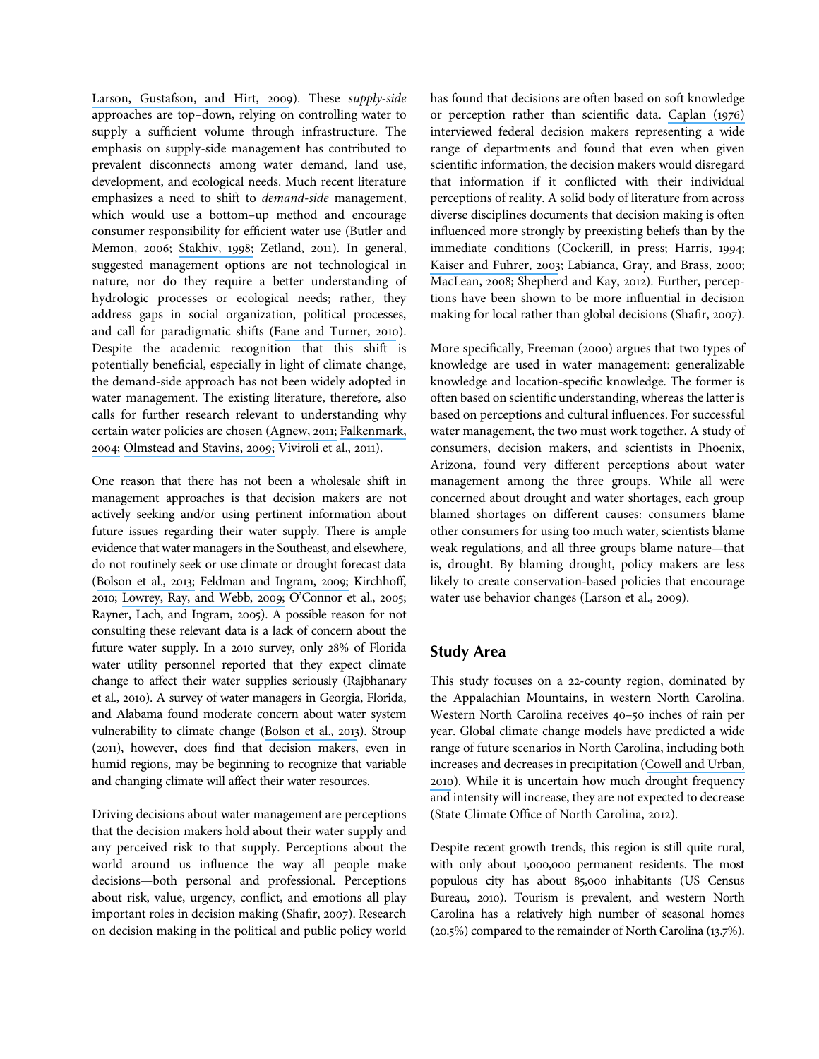Larson, Gustafson, and Hirt, 2009). These *supply-side* approaches are top–down, relying on controlling water to supply a sufficient volume through infrastructure. The emphasis on supply-side management has contributed to prevalent disconnects among water demand, land use, development, and ecological needs. Much recent literature emphasizes a need to shift to *demand-side* management, which would use a bottom–up method and encourage consumer responsibility for efficient water use (Butler and Memon, 2006; Stakhiv, 1998; Zetland, 2011). In general, suggested management options are not technological in nature, nor do they require a better understanding of hydrologic processes or ecological needs; rather, they address gaps in social organization, political processes, and call for paradigmatic shifts (Fane and Turner, 2010). Despite the academic recognition that this shift is potentially beneficial, especially in light of climate change, the demand-side approach has not been widely adopted in water management. The existing literature, therefore, also calls for further research relevant to understanding why certain water policies are chosen (Agnew, 2011; Falkenmark, 2004; Olmstead and Stavins, 2009; Viviroli et al., 2011).

One reason that there has not been a wholesale shift in management approaches is that decision makers are not actively seeking and/or using pertinent information about future issues regarding their water supply. There is ample evidence that water managers in the Southeast, and elsewhere, do not routinely seek or use climate or drought forecast data (Bolson et al., 2013; Feldman and Ingram, 2009; Kirchhoff, 2010; Lowrey, Ray, and Webb, 2009; O'Connor et al., 2005; Rayner, Lach, and Ingram, 2005). A possible reason for not consulting these relevant data is a lack of concern about the future water supply. In a 2010 survey, only 28% of Florida water utility personnel reported that they expect climate change to affect their water supplies seriously (Rajbhanary et al., 2010). A survey of water managers in Georgia, Florida, and Alabama found moderate concern about water system vulnerability to climate change (Bolson et al., 2013). Stroup (2011), however, does find that decision makers, even in humid regions, may be beginning to recognize that variable and changing climate will affect their water resources.

Driving decisions about water management are perceptions that the decision makers hold about their water supply and any perceived risk to that supply. Perceptions about the world around us influence the way all people make decisions—both personal and professional. Perceptions about risk, value, urgency, conflict, and emotions all play important roles in decision making (Shafir, 2007). Research on decision making in the political and public policy world has found that decisions are often based on soft knowledge or perception rather than scientific data. Caplan (1976) interviewed federal decision makers representing a wide range of departments and found that even when given scientific information, the decision makers would disregard that information if it conflicted with their individual perceptions of reality. A solid body of literature from across diverse disciplines documents that decision making is often influenced more strongly by preexisting beliefs than by the immediate conditions (Cockerill, in press; Harris, 1994; Kaiser and Fuhrer, 2003; Labianca, Gray, and Brass, 2000; MacLean, 2008; Shepherd and Kay, 2012). Further, perceptions have been shown to be more influential in decision making for local rather than global decisions (Shafir, 2007).

More specifically, Freeman (2000) argues that two types of knowledge are used in water management: generalizable knowledge and location-specific knowledge. The former is often based on scientific understanding, whereas the latter is based on perceptions and cultural influences. For successful water management, the two must work together. A study of consumers, decision makers, and scientists in Phoenix, Arizona, found very different perceptions about water management among the three groups. While all were concerned about drought and water shortages, each group blamed shortages on different causes: consumers blame other consumers for using too much water, scientists blame weak regulations, and all three groups blame nature—that is, drought. By blaming drought, policy makers are less likely to create conservation-based policies that encourage water use behavior changes (Larson et al., 2009).

## Study Area

This study focuses on a 22-county region, dominated by the Appalachian Mountains, in western North Carolina. Western North Carolina receives 40–50 inches of rain per year. Global climate change models have predicted a wide range of future scenarios in North Carolina, including both increases and decreases in precipitation (Cowell and Urban, 2010). While it is uncertain how much drought frequency and intensity will increase, they are not expected to decrease (State Climate Office of North Carolina, 2012).

Despite recent growth trends, this region is still quite rural, with only about 1,000,000 permanent residents. The most populous city has about 85,000 inhabitants (US Census Bureau, 2010). Tourism is prevalent, and western North Carolina has a relatively high number of seasonal homes (20.5%) compared to the remainder of North Carolina (13.7%).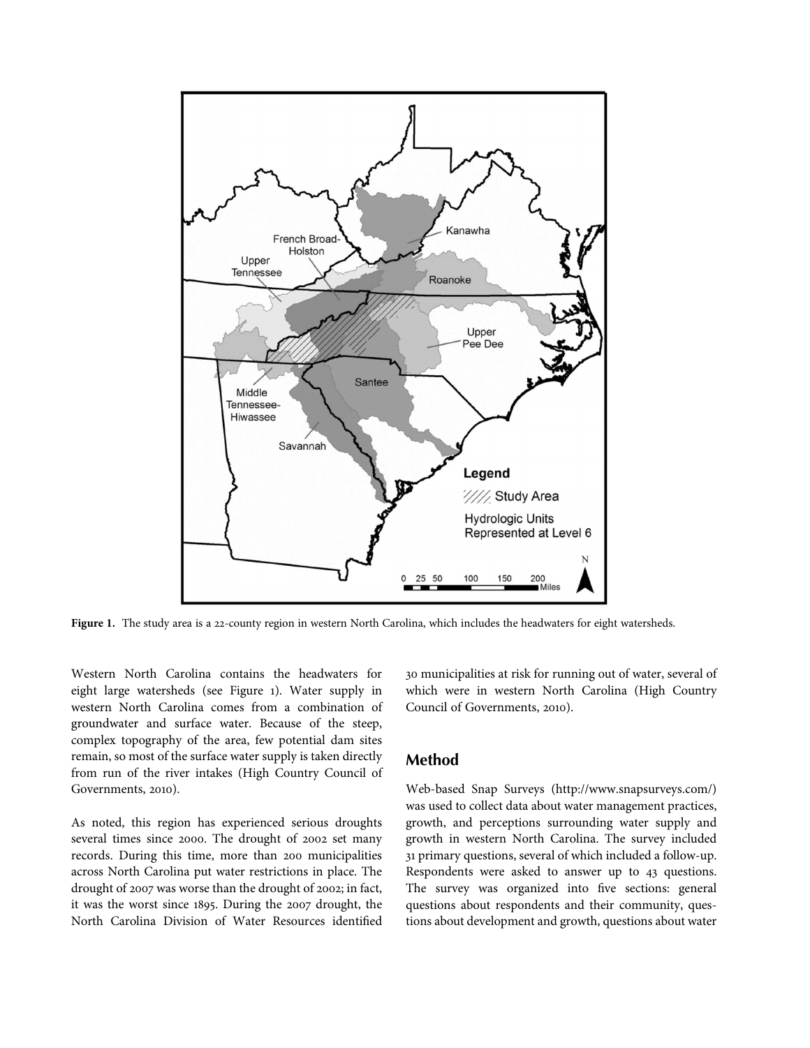**Figure 1.** The study area is a 22-county region in western North Carolina, which includes the headwaters for eight watersheds.

Western North Carolina contains the headwaters for eight large watersheds (see Figure 1). Water supply in western North Carolina comes from a combination of groundwater and surface water. Because of the steep, complex topography of the area, few potential dam sites remain, so most of the surface water supply is taken directly from run of the river intakes (High Country Council of Governments, 2010).

As noted, this region has experienced serious droughts several times since 2000. The drought of 2002 set many records. During this time, more than 200 municipalities across North Carolina put water restrictions in place. The drought of 2007 was worse than the drought of 2002; in fact, it was the worst since 1895. During the 2007 drought, the North Carolina Division of Water Resources identified 30 municipalities at risk for running out of water, several of which were in western North Carolina (High Country Council of Governments, 2010).

## Method

Web-based Snap Surveys (http://www.snapsurveys.com/) was used to collect data about water management practices, growth, and perceptions surrounding water supply and growth in western North Carolina. The survey included 31 primary questions, several of which included a follow-up. Respondents were asked to answer up to 43 questions. The survey was organized into five sections: general questions about respondents and their community, questions about development and growth, questions about water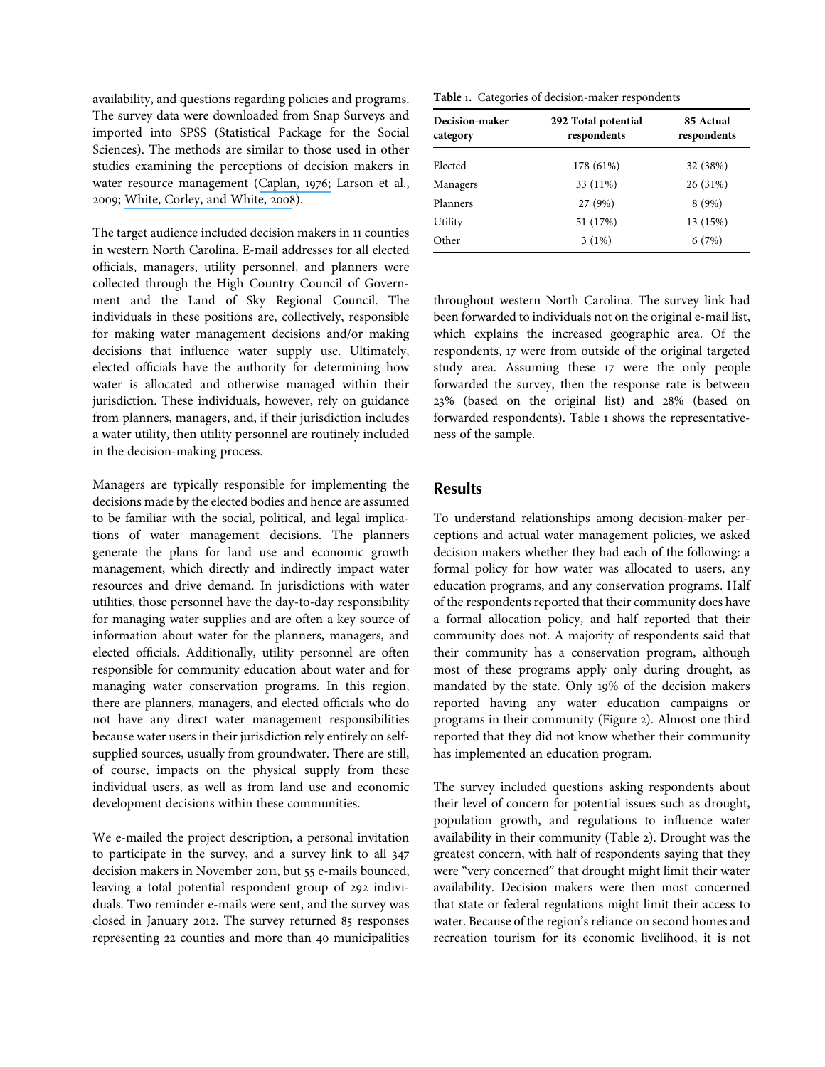availability, and questions regarding policies and programs. The survey data were downloaded from Snap Surveys and imported into SPSS (Statistical Package for the Social Sciences). The methods are similar to those used in other studies examining the perceptions of decision makers in water resource management (Caplan, 1976; Larson et al., 2009; White, Corley, and White, 2008).

The target audience included decision makers in 11 counties in western North Carolina. E-mail addresses for all elected officials, managers, utility personnel, and planners were collected through the High Country Council of Government and the Land of Sky Regional Council. The individuals in these positions are, collectively, responsible for making water management decisions and/or making decisions that influence water supply use. Ultimately, elected officials have the authority for determining how water is allocated and otherwise managed within their jurisdiction. These individuals, however, rely on guidance from planners, managers, and, if their jurisdiction includes a water utility, then utility personnel are routinely included in the decision-making process.

Managers are typically responsible for implementing the decisions made by the elected bodies and hence are assumed to be familiar with the social, political, and legal implications of water management decisions. The planners generate the plans for land use and economic growth management, which directly and indirectly impact water resources and drive demand. In jurisdictions with water utilities, those personnel have the day-to-day responsibility for managing water supplies and are often a key source of information about water for the planners, managers, and elected officials. Additionally, utility personnel are often responsible for community education about water and for managing water conservation programs. In this region, there are planners, managers, and elected officials who do not have any direct water management responsibilities because water users in their jurisdiction rely entirely on self-supplied sources, usually from groundwater. There are still, of course, impacts on the physical supply from these individual users, as well as from land use and economic development decisions within these communities.

We e-mailed the project description, a personal invitation to participate in the survey, and a survey link to all 347 decision makers in November 2011, but 55 e-mails bounced, leaving a total potential respondent group of 292 individuals. Two reminder e-mails were sent, and the survey was closed in January 2012. The survey returned 85 responses representing 22 counties and more than 40 municipalities throughout western North Carolina. The survey link had been forwarded to individuals not on the original e-mail list, which explains the increased geographic area. Of the respondents, 17 were from outside of the original targeted study area. Assuming these 17 were the only people forwarded the survey, then the response rate is between 23% (based on the original list) and 28% (based on forwarded respondents). Table 1 shows the representativeness of the sample.

**Table 1.** Categories of decision-maker respondents

| Decision-maker category | 292 Total potential respondents | 85 Actual respondents |
|---|---|---|
| Elected | 178 (61%) | 32 (38%) |
| Managers | 33 (11%) | 26 (31%) |
| Planners | 27 (9%) | 8 (9%) |
| Utility | 51 (17%) | 13 (15%) |
| Other | 3 (1%) | 6 (7%) |

## Results

To understand relationships among decision-maker perceptions and actual water management policies, we asked decision makers whether they had each of the following: a formal policy for how water was allocated to users, any education programs, and any conservation programs. Half of the respondents reported that their community does have a formal allocation policy, and half reported that their community does not. A majority of respondents said that their community has a conservation program, although most of these programs apply only during drought, as mandated by the state. Only 19% of the decision makers reported having any water education campaigns or programs in their community (Figure 2). Almost one third reported that they did not know whether their community has implemented an education program.

The survey included questions asking respondents about their level of concern for potential issues such as drought, population growth, and regulations to influence water availability in their community (Table 2). Drought was the greatest concern, with half of respondents saying that they were "very concerned" that drought might limit their water availability. Decision makers were then most concerned that state or federal regulations might limit their access to water. Because of the region's reliance on second homes and recreation tourism for its economic livelihood, it is not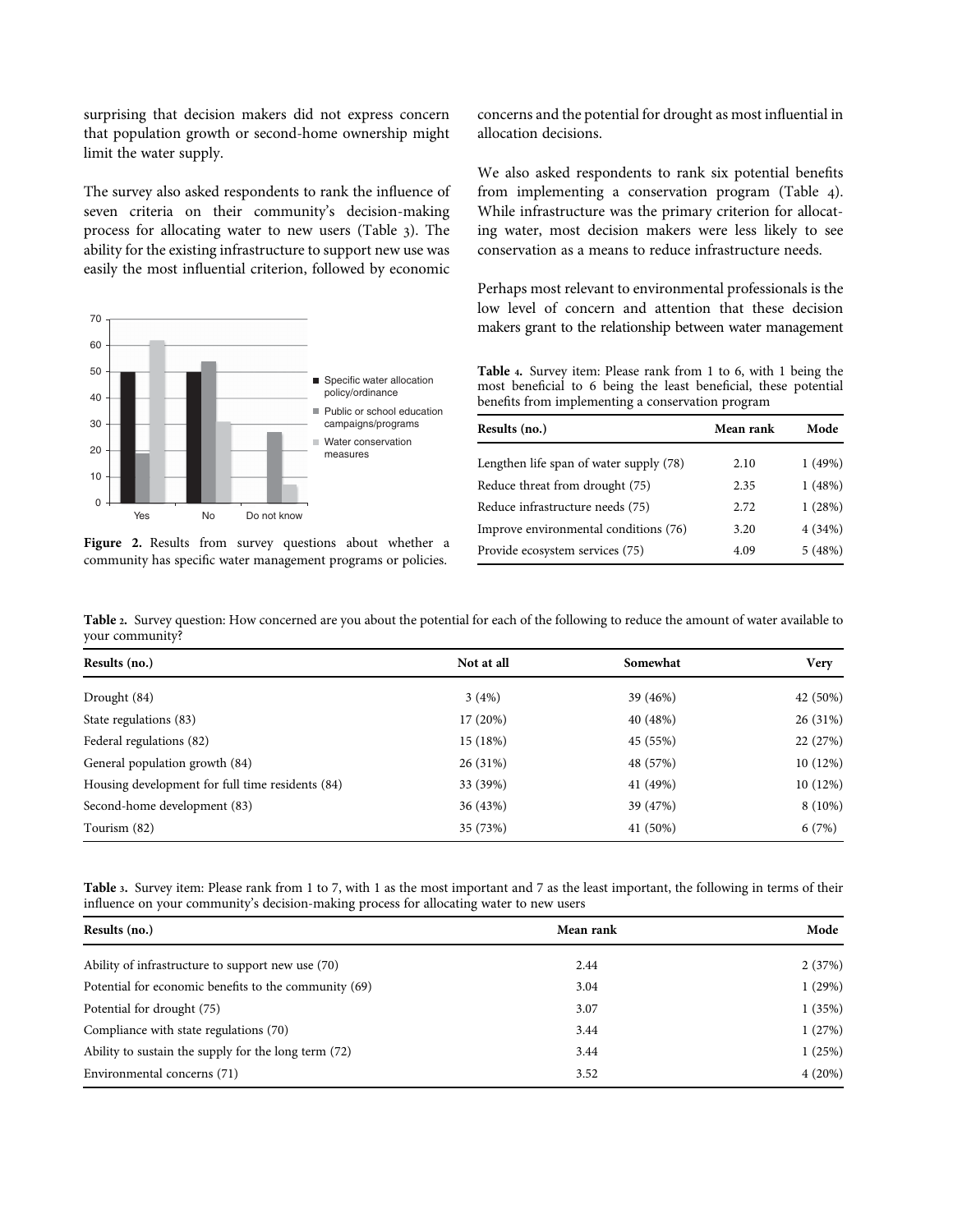surprising that decision makers did not express concern that population growth or second-home ownership might limit the water supply.

The survey also asked respondents to rank the influence of seven criteria on their community's decision-making process for allocating water to new users (Table 3). The ability for the existing infrastructure to support new use was easily the most influential criterion, followed by economic concerns and the potential for drought as most influential in allocation decisions.

**Figure 2.** Results from survey questions about whether a community has specific water management programs or policies.

We also asked respondents to rank six potential benefits from implementing a conservation program (Table 4). While infrastructure was the primary criterion for allocating water, most decision makers were less likely to see conservation as a means to reduce infrastructure needs.

Perhaps most relevant to environmental professionals is the low level of concern and attention that these decision makers grant to the relationship between water management

**Table 4.** Survey item: Please rank from 1 to 6, with 1 being the most beneficial to 6 being the least beneficial, these potential benefits from implementing a conservation program

| Results (no.) | Mean rank | Mode |
|---|---|---|
| Lengthen life span of water supply (78) | 2.10 | 1 (49%) |
| Reduce threat from drought (75) | 2.35 | 1 (48%) |
| Reduce infrastructure needs (75) | 2.72 | 1 (28%) |
| Improve environmental conditions (76) | 3.20 | 4 (34%) |
| Provide ecosystem services (75) | 4.09 | 5 (48%) |

**Table 2.** Survey question: How concerned are you about the potential for each of the following to reduce the amount of water available to your community?

| Results (no.) | Not at all | Somewhat | Very |
|---|---|---|---|
| Drought (84) | 3 (4%) | 39 (46%) | 42 (50%) |
| State regulations (83) | 17 (20%) | 40 (48%) | 26 (31%) |
| Federal regulations (82) | 15 (18%) | 45 (55%) | 22 (27%) |
| General population growth (84) | 26 (31%) | 48 (57%) | 10 (12%) |
| Housing development for full time residents (84) | 33 (39%) | 41 (49%) | 10 (12%) |
| Second-home development (83) | 36 (43%) | 39 (47%) | 8 (10%) |
| Tourism (82) | 35 (73%) | 41 (50%) | 6 (7%) |

**Table 3.** Survey item: Please rank from 1 to 7, with 1 as the most important and 7 as the least important, the following in terms of their influence on your community's decision-making process for allocating water to new users

| Results (no.) | Mean rank | Mode |
|---|---|---|
| Ability of infrastructure to support new use (70) | 2.44 | 2 (37%) |
| Potential for economic benefits to the community (69) | 3.04 | 1 (29%) |
| Potential for drought (75) | 3.07 | 1 (35%) |
| Compliance with state regulations (70) | 3.44 | 1 (27%) |
| Ability to sustain the supply for the long term (72) | 3.44 | 1 (25%) |
| Environmental concerns (71) | 3.52 | 4 (20%) |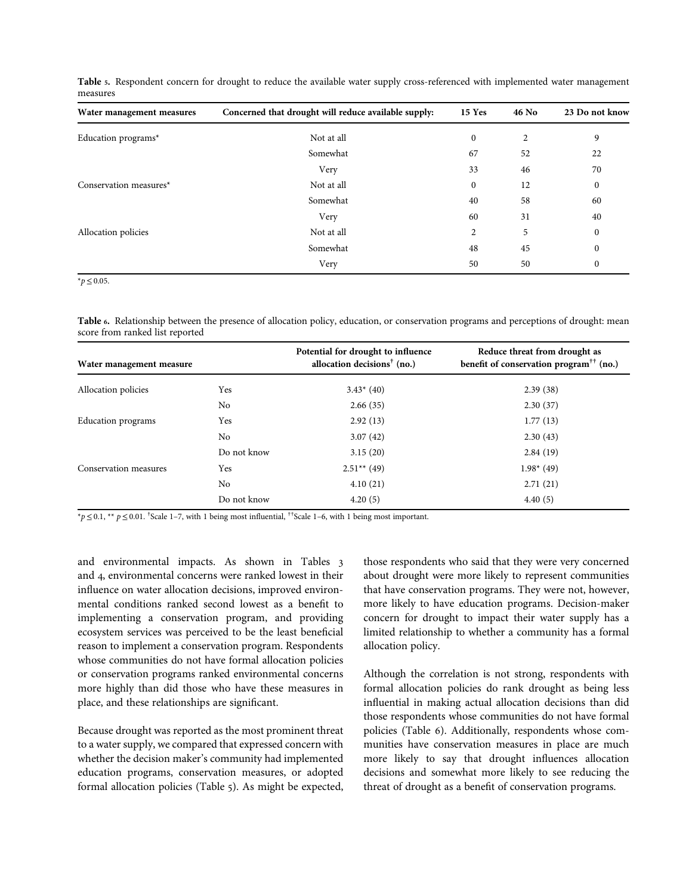**Table 5.** Respondent concern for drought to reduce the available water supply cross-referenced with implemented water management measures

| Water management measures | Concerned that drought will reduce available supply: | 15 Yes | 46 No | 23 Do not know |
|---|---|---|---|---|
| Education programs* | Not at all | 0 | 2 | 9 |
| | Somewhat | 67 | 52 | 22 |
| | Very | 33 | 46 | 70 |
| Conservation measures* | Not at all | 0 | 12 | 0 |
| | Somewhat | 40 | 58 | 60 |
| | Very | 60 | 31 | 40 |
| Allocation policies | Not at all | 2 | 5 | 0 |
| | Somewhat | 48 | 45 | 0 |
| | Very | 50 | 50 | 0 |

*$p \leq 0.05$.

**Table 6.** Relationship between the presence of allocation policy, education, or conservation programs and perceptions of drought: mean score from ranked list reported

| Water management measure | | Potential for drought to influence allocation decisions† (no.) | Reduce threat from drought as benefit of conservation program†† (no.) |
|---|---|---|---|
| Allocation policies | Yes | 3.43* (40) | 2.39 (38) |
| | No | 2.66 (35) | 2.30 (37) |
| Education programs | Yes | 2.92 (13) | 1.77 (13) |
| | No | 3.07 (42) | 2.30 (43) |
| | Do not know | 3.15 (20) | 2.84 (19) |
| Conservation measures | Yes | 2.51** (49) | 1.98* (49) |
| | No | 4.10 (21) | 2.71 (21) |
| | Do not know | 4.20 (5) | 4.40 (5) |

*$p \leq 0.1$, ** $p \leq 0.01$. †Scale 1–7, with 1 being most influential, ††Scale 1–6, with 1 being most important.

and environmental impacts. As shown in Tables 3 and 4, environmental concerns were ranked lowest in their influence on water allocation decisions, improved environmental conditions ranked second lowest as a benefit to implementing a conservation program, and providing ecosystem services was perceived to be the least beneficial reason to implement a conservation program. Respondents whose communities do not have formal allocation policies or conservation programs ranked environmental concerns more highly than did those who have these measures in place, and these relationships are significant.

Because drought was reported as the most prominent threat to a water supply, we compared that expressed concern with whether the decision maker's community had implemented education programs, conservation measures, or adopted formal allocation policies (Table 5). As might be expected, those respondents who said that they were very concerned about drought were more likely to represent communities that have conservation programs. They were not, however, more likely to have education programs. Decision-maker concern for drought to impact their water supply has a limited relationship to whether a community has a formal allocation policy.

Although the correlation is not strong, respondents with formal allocation policies do rank drought as being less influential in making actual allocation decisions than did those respondents whose communities do not have formal policies (Table 6). Additionally, respondents whose communities have conservation measures in place are much more likely to say that drought influences allocation decisions and somewhat more likely to see reducing the threat of drought as a benefit of conservation programs.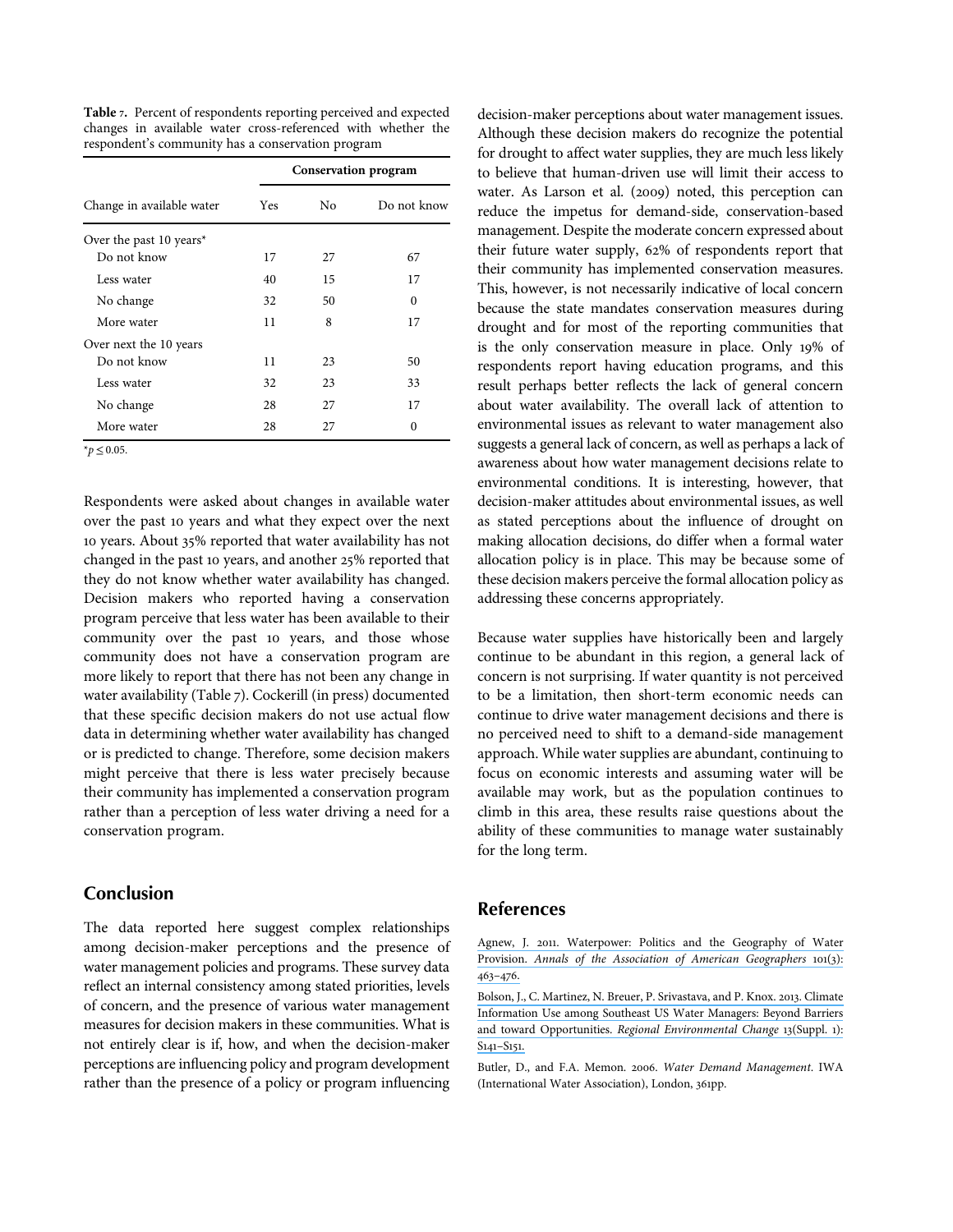**Table 7.** Percent of respondents reporting perceived and expected changes in available water cross-referenced with whether the respondent's community has a conservation program

| | Conservation program | | |
|---|---|---|---|
| Change in available water | Yes | No | Do not know |
| Over the past 10 years* | | | |
| Do not know | 17 | 27 | 67 |
| Less water | 40 | 15 | 17 |
| No change | 32 | 50 | 0 |
| More water | 11 | 8 | 17 |
| Over next the 10 years | | | |
| Do not know | 11 | 23 | 50 |
| Less water | 32 | 23 | 33 |
| No change | 28 | 27 | 17 |
| More water | 28 | 27 | 0 |

*$p \leq 0.05$.

Respondents were asked about changes in available water over the past 10 years and what they expect over the next 10 years. About 35% reported that water availability has not changed in the past 10 years, and another 25% reported that they do not know whether water availability has changed. Decision makers who reported having a conservation program perceive that less water has been available to their community over the past 10 years, and those whose community does not have a conservation program are more likely to report that there has not been any change in water availability (Table 7). Cockerill (in press) documented that these specific decision makers do not use actual flow data in determining whether water availability has changed or is predicted to change. Therefore, some decision makers might perceive that there is less water precisely because their community has implemented a conservation program rather than a perception of less water driving a need for a conservation program.

## Conclusion

The data reported here suggest complex relationships among decision-maker perceptions and the presence of water management policies and programs. These survey data reflect an internal consistency among stated priorities, levels of concern, and the presence of various water management measures for decision makers in these communities. What is not entirely clear is if, how, and when the decision-maker perceptions are influencing policy and program development rather than the presence of a policy or program influencing decision-maker perceptions about water management issues. Although these decision makers do recognize the potential for drought to affect water supplies, they are much less likely to believe that human-driven use will limit their access to water. As Larson et al. (2009) noted, this perception can reduce the impetus for demand-side, conservation-based management. Despite the moderate concern expressed about their future water supply, 62% of respondents report that their community has implemented conservation measures. This, however, is not necessarily indicative of local concern because the state mandates conservation measures during drought and for most of the reporting communities that is the only conservation measure in place. Only 19% of respondents report having education programs, and this result perhaps better reflects the lack of general concern about water availability. The overall lack of attention to environmental issues as relevant to water management also suggests a general lack of concern, as well as perhaps a lack of awareness about how water management decisions relate to environmental conditions. It is interesting, however, that decision-maker attitudes about environmental issues, as well as stated perceptions about the influence of drought on making allocation decisions, do differ when a formal water allocation policy is in place. This may be because some of these decision makers perceive the formal allocation policy as addressing these concerns appropriately.

Because water supplies have historically been and largely continue to be abundant in this region, a general lack of concern is not surprising. If water quantity is not perceived to be a limitation, then short-term economic needs can continue to drive water management decisions and there is no perceived need to shift to a demand-side management approach. While water supplies are abundant, continuing to focus on economic interests and assuming water will be available may work, but as the population continues to climb in this area, these results raise questions about the ability of these communities to manage water sustainably for the long term.

## References

Agnew, J. 2011. Waterpower: Politics and the Geography of Water Provision. *Annals of the Association of American Geographers* 101(3): 463–476.

Bolson, J., C. Martinez, N. Breuer, P. Srivastava, and P. Knox. 2013. Climate Information Use among Southeast US Water Managers: Beyond Barriers and toward Opportunities. *Regional Environmental Change* 13(Suppl. 1): S141–S151.

Butler, D., and F.A. Memon. 2006. *Water Demand Management*. IWA (International Water Association), London, 361pp.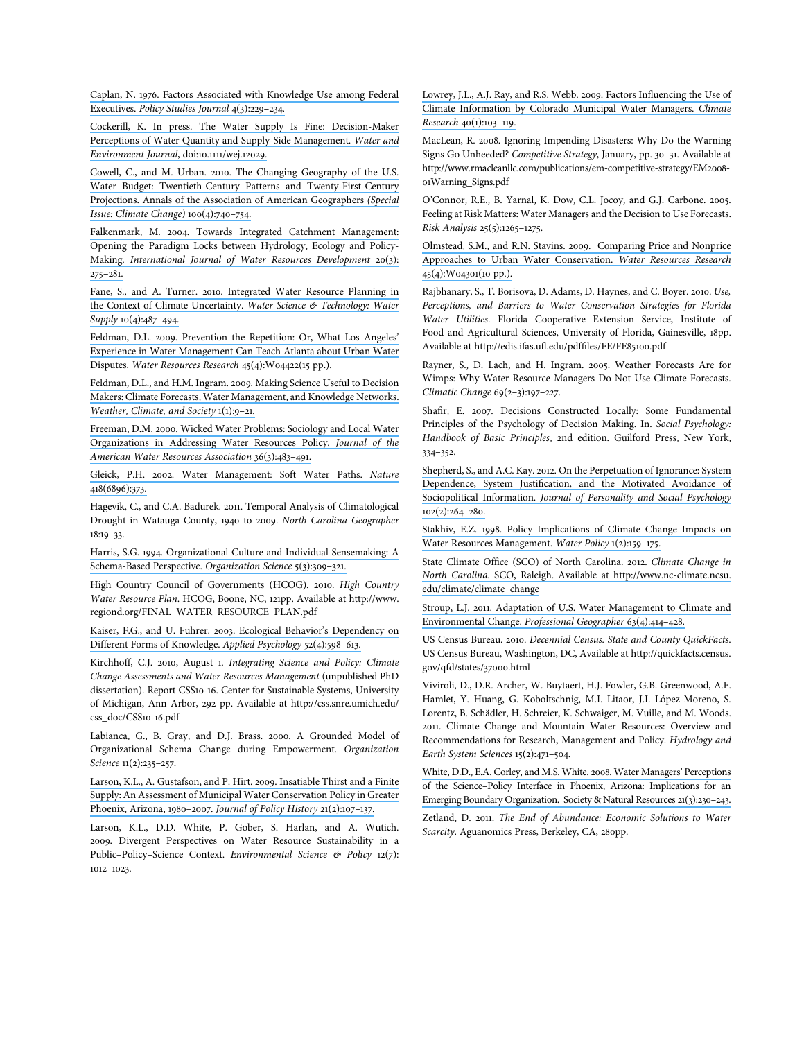Caplan, N. 1976. Factors Associated with Knowledge Use among Federal Executives. *Policy Studies Journal* 4(3):229–234.

Cockerill, K. In press. The Water Supply Is Fine: Decision-Maker Perceptions of Water Quantity and Supply-Side Management. *Water and Environment Journal*, doi:10.1111/wej.12029.

Cowell, C., and M. Urban. 2010. The Changing Geography of the U.S. Water Budget: Twentieth-Century Patterns and Twenty-First-Century Projections. Annals of the Association of American Geographers *(Special Issue: Climate Change)* 100(4):740–754.

Falkenmark, M. 2004. Towards Integrated Catchment Management: Opening the Paradigm Locks between Hydrology, Ecology and Policy-Making. *International Journal of Water Resources Development* 20(3): 275–281.

Fane, S., and A. Turner. 2010. Integrated Water Resource Planning in the Context of Climate Uncertainty. *Water Science & Technology: Water Supply* 10(4):487–494.

Feldman, D.L. 2009. Prevention the Repetition: Or, What Los Angeles' Experience in Water Management Can Teach Atlanta about Urban Water Disputes. *Water Resources Research* 45(4):W04422(15 pp.).

Feldman, D.L., and H.M. Ingram. 2009. Making Science Useful to Decision Makers: Climate Forecasts, Water Management, and Knowledge Networks. *Weather, Climate, and Society* 1(1):9–21.

Freeman, D.M. 2000. Wicked Water Problems: Sociology and Local Water Organizations in Addressing Water Resources Policy. *Journal of the American Water Resources Association* 36(3):483–491.

Gleick, P.H. 2002. Water Management: Soft Water Paths. *Nature* 418(6896):373.

Hagevik, C., and C.A. Badurek. 2011. Temporal Analysis of Climatological Drought in Watauga County, 1940 to 2009. *North Carolina Geographer* 18:19–33.

Harris, S.G. 1994. Organizational Culture and Individual Sensemaking: A Schema-Based Perspective. *Organization Science* 5(3):309–321.

High Country Council of Governments (HCOG). 2010. *High Country Water Resource Plan*. HCOG, Boone, NC, 121pp. Available at http://www.regiond.org/FINAL_WATER_RESOURCE_PLAN.pdf

Kaiser, F.G., and U. Fuhrer. 2003. Ecological Behavior's Dependency on Different Forms of Knowledge. *Applied Psychology* 52(4):598–613.

Kirchhoff, C.J. 2010, August 1. *Integrating Science and Policy: Climate Change Assessments and Water Resources Management* (unpublished PhD dissertation). Report CSS10-16. Center for Sustainable Systems, University of Michigan, Ann Arbor, 292 pp. Available at http://css.snre.umich.edu/css_doc/CSS10-16.pdf

Labianca, G., B. Gray, and D.J. Brass. 2000. A Grounded Model of Organizational Schema Change during Empowerment. *Organization Science* 11(2):235–257.

Larson, K.L., A. Gustafson, and P. Hirt. 2009. Insatiable Thirst and a Finite Supply: An Assessment of Municipal Water Conservation Policy in Greater Phoenix, Arizona, 1980–2007. *Journal of Policy History* 21(2):107–137.

Larson, K.L., D.D. White, P. Gober, S. Harlan, and A. Wutich. 2009. Divergent Perspectives on Water Resource Sustainability in a Public–Policy–Science Context. *Environmental Science & Policy* 12(7): 1012–1023.

Lowrey, J.L., A.J. Ray, and R.S. Webb. 2009. Factors Influencing the Use of Climate Information by Colorado Municipal Water Managers. *Climate Research* 40(1):103–119.

MacLean, R. 2008. Ignoring Impending Disasters: Why Do the Warning Signs Go Unheeded? *Competitive Strategy*, January, pp. 30–31. Available at http://www.rmacleanllc.com/publications/em-competitive-strategy/EM2008-01Warning_Signs.pdf

O'Connor, R.E., B. Yarnal, K. Dow, C.L. Jocoy, and G.J. Carbone. 2005. Feeling at Risk Matters: Water Managers and the Decision to Use Forecasts. *Risk Analysis* 25(5):1265–1275.

Olmstead, S.M., and R.N. Stavins. 2009. Comparing Price and Nonprice Approaches to Urban Water Conservation. *Water Resources Research* 45(4):W04301(10 pp.).

Rajbhanary, S., T. Borisova, D. Adams, D. Haynes, and C. Boyer. 2010. *Use, Perceptions, and Barriers to Water Conservation Strategies for Florida Water Utilities*. Florida Cooperative Extension Service, Institute of Food and Agricultural Sciences, University of Florida, Gainesville, 18pp. Available at http://edis.ifas.ufl.edu/pdffiles/FE/FE85100.pdf

Rayner, S., D. Lach, and H. Ingram. 2005. Weather Forecasts Are for Wimps: Why Water Resource Managers Do Not Use Climate Forecasts. *Climatic Change* 69(2–3):197–227.

Shafir, E. 2007. Decisions Constructed Locally: Some Fundamental Principles of the Psychology of Decision Making. In. *Social Psychology: Handbook of Basic Principles*, 2nd edition. Guilford Press, New York, 334–352.

Shepherd, S., and A.C. Kay. 2012. On the Perpetuation of Ignorance: System Dependence, System Justification, and the Motivated Avoidance of Sociopolitical Information. *Journal of Personality and Social Psychology* 102(2):264–280.

Stakhiv, E.Z. 1998. Policy Implications of Climate Change Impacts on Water Resources Management. *Water Policy* 1(2):159–175.

State Climate Office (SCO) of North Carolina. 2012. *Climate Change in North Carolina*. SCO, Raleigh. Available at http://www.nc-climate.ncsu.edu/climate/climate_change

Stroup, L.J. 2011. Adaptation of U.S. Water Management to Climate and Environmental Change. *Professional Geographer* 63(4):414–428.

US Census Bureau. 2010. *Decennial Census. State and County QuickFacts*. US Census Bureau, Washington, DC, Available at http://quickfacts.census.gov/qfd/states/37000.html

Viviroli, D., D.R. Archer, W. Buytaert, H.J. Fowler, G.B. Greenwood, A.F. Hamlet, Y. Huang, G. Koboltschnig, M.I. Litaor, J.I. López-Moreno, S. Lorentz, B. Schädler, H. Schreier, K. Schwaiger, M. Vuille, and M. Woods. 2011. Climate Change and Mountain Water Resources: Overview and Recommendations for Research, Management and Policy. *Hydrology and Earth System Sciences* 15(2):471–504.

White, D.D., E.A. Corley, and M.S. White. 2008. Water Managers' Perceptions of the Science–Policy Interface in Phoenix, Arizona: Implications for an Emerging Boundary Organization. Society & Natural Resources 21(3):230–243.

Zetland, D. 2011. *The End of Abundance: Economic Solutions to Water Scarcity*. Aguanomics Press, Berkeley, CA, 280pp.